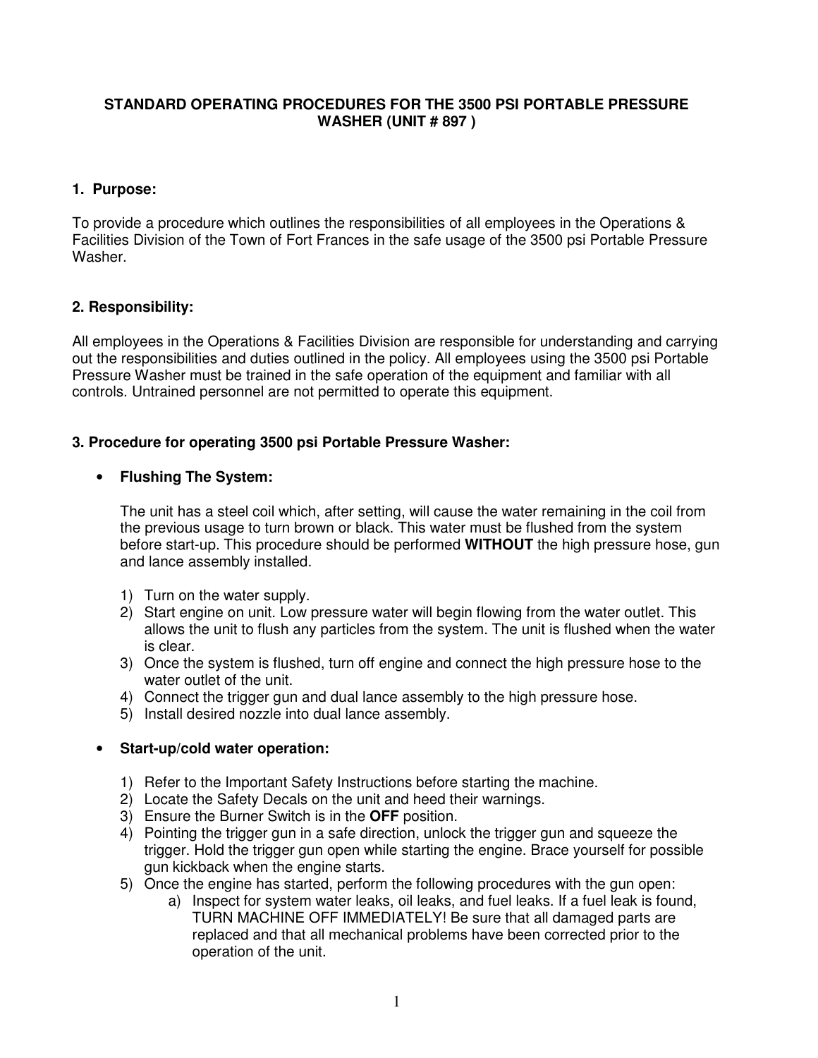# STANDARD OPERATING PROCEDURES FOR THE 3500 PSI PORTABLE PRESSURE WASHER (UNIT # 897 )

## 1. Purpose:

To provide a procedure which outlines the responsibilities of all employees in the Operations & Facilities Division of the Town of Fort Frances in the safe usage of the 3500 psi Portable Pressure Washer.

## 2. Responsibility:

All employees in the Operations & Facilities Division are responsible for understanding and carrying out the responsibilities and duties outlined in the policy. All employees using the 3500 psi Portable Pressure Washer must be trained in the safe operation of the equipment and familiar with all controls. Untrained personnel are not permitted to operate this equipment.

## 3. Procedure for operating 3500 psi Portable Pressure Washer:

- **Flushing The System:**

  The unit has a steel coil which, after setting, will cause the water remaining in the coil from the previous usage to turn brown or black. This water must be flushed from the system before start-up. This procedure should be performed **WITHOUT** the high pressure hose, gun and lance assembly installed.

  1) Turn on the water supply.
  2) Start engine on unit. Low pressure water will begin flowing from the water outlet. This allows the unit to flush any particles from the system. The unit is flushed when the water is clear.
  3) Once the system is flushed, turn off engine and connect the high pressure hose to the water outlet of the unit.
  4) Connect the trigger gun and dual lance assembly to the high pressure hose.
  5) Install desired nozzle into dual lance assembly.

- **Start-up/cold water operation:**

  1) Refer to the Important Safety Instructions before starting the machine.
  2) Locate the Safety Decals on the unit and heed their warnings.
  3) Ensure the Burner Switch is in the **OFF** position.
  4) Pointing the trigger gun in a safe direction, unlock the trigger gun and squeeze the trigger. Hold the trigger gun open while starting the engine. Brace yourself for possible gun kickback when the engine starts.
  5) Once the engine has started, perform the following procedures with the gun open:
     a) Inspect for system water leaks, oil leaks, and fuel leaks. If a fuel leak is found, TURN MACHINE OFF IMMEDIATELY! Be sure that all damaged parts are replaced and that all mechanical problems have been corrected prior to the operation of the unit.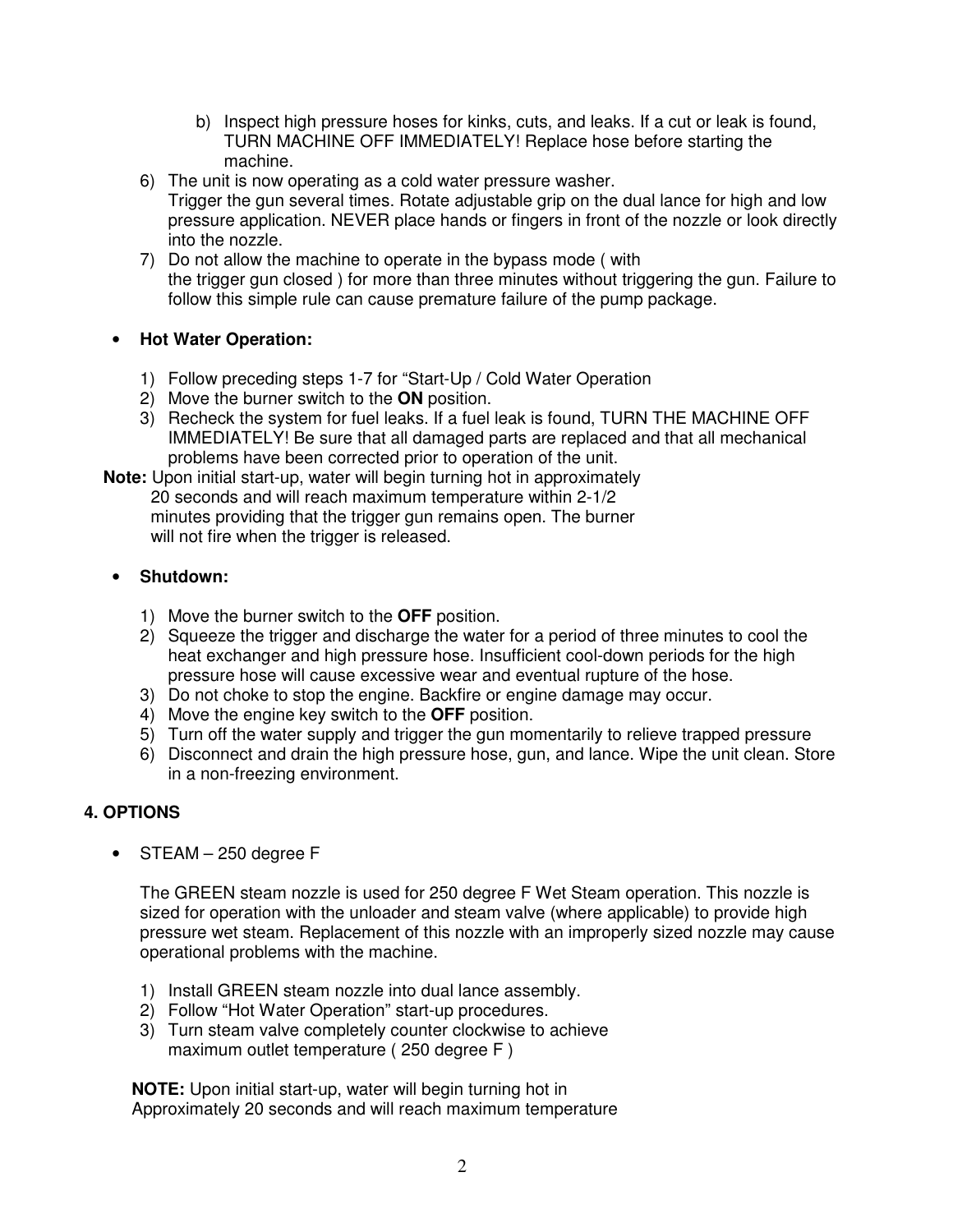b) Inspect high pressure hoses for kinks, cuts, and leaks. If a cut or leak is found, TURN MACHINE OFF IMMEDIATELY! Replace hose before starting the machine.

6) The unit is now operating as a cold water pressure washer.
   Trigger the gun several times. Rotate adjustable grip on the dual lance for high and low pressure application. NEVER place hands or fingers in front of the nozzle or look directly into the nozzle.
7) Do not allow the machine to operate in the bypass mode ( with the trigger gun closed ) for more than three minutes without triggering the gun. Failure to follow this simple rule can cause premature failure of the pump package.

- **Hot Water Operation:**

1) Follow preceding steps 1-7 for "Start-Up / Cold Water Operation
2) Move the burner switch to the **ON** position.
3) Recheck the system for fuel leaks. If a fuel leak is found, TURN THE MACHINE OFF IMMEDIATELY! Be sure that all damaged parts are replaced and that all mechanical problems have been corrected prior to operation of the unit.

**Note:** Upon initial start-up, water will begin turning hot in approximately 20 seconds and will reach maximum temperature within 2-1/2 minutes providing that the trigger gun remains open. The burner will not fire when the trigger is released.

- **Shutdown:**

1) Move the burner switch to the **OFF** position.
2) Squeeze the trigger and discharge the water for a period of three minutes to cool the heat exchanger and high pressure hose. Insufficient cool-down periods for the high pressure hose will cause excessive wear and eventual rupture of the hose.
3) Do not choke to stop the engine. Backfire or engine damage may occur.
4) Move the engine key switch to the **OFF** position.
5) Turn off the water supply and trigger the gun momentarily to relieve trapped pressure
6) Disconnect and drain the high pressure hose, gun, and lance. Wipe the unit clean. Store in a non-freezing environment.

## 4. OPTIONS

- STEAM – 250 degree F

  The GREEN steam nozzle is used for 250 degree F Wet Steam operation. This nozzle is sized for operation with the unloader and steam valve (where applicable) to provide high pressure wet steam. Replacement of this nozzle with an improperly sized nozzle may cause operational problems with the machine.

  1) Install GREEN steam nozzle into dual lance assembly.
  2) Follow "Hot Water Operation" start-up procedures.
  3) Turn steam valve completely counter clockwise to achieve maximum outlet temperature ( 250 degree F )

  **NOTE:** Upon initial start-up, water will begin turning hot in Approximately 20 seconds and will reach maximum temperature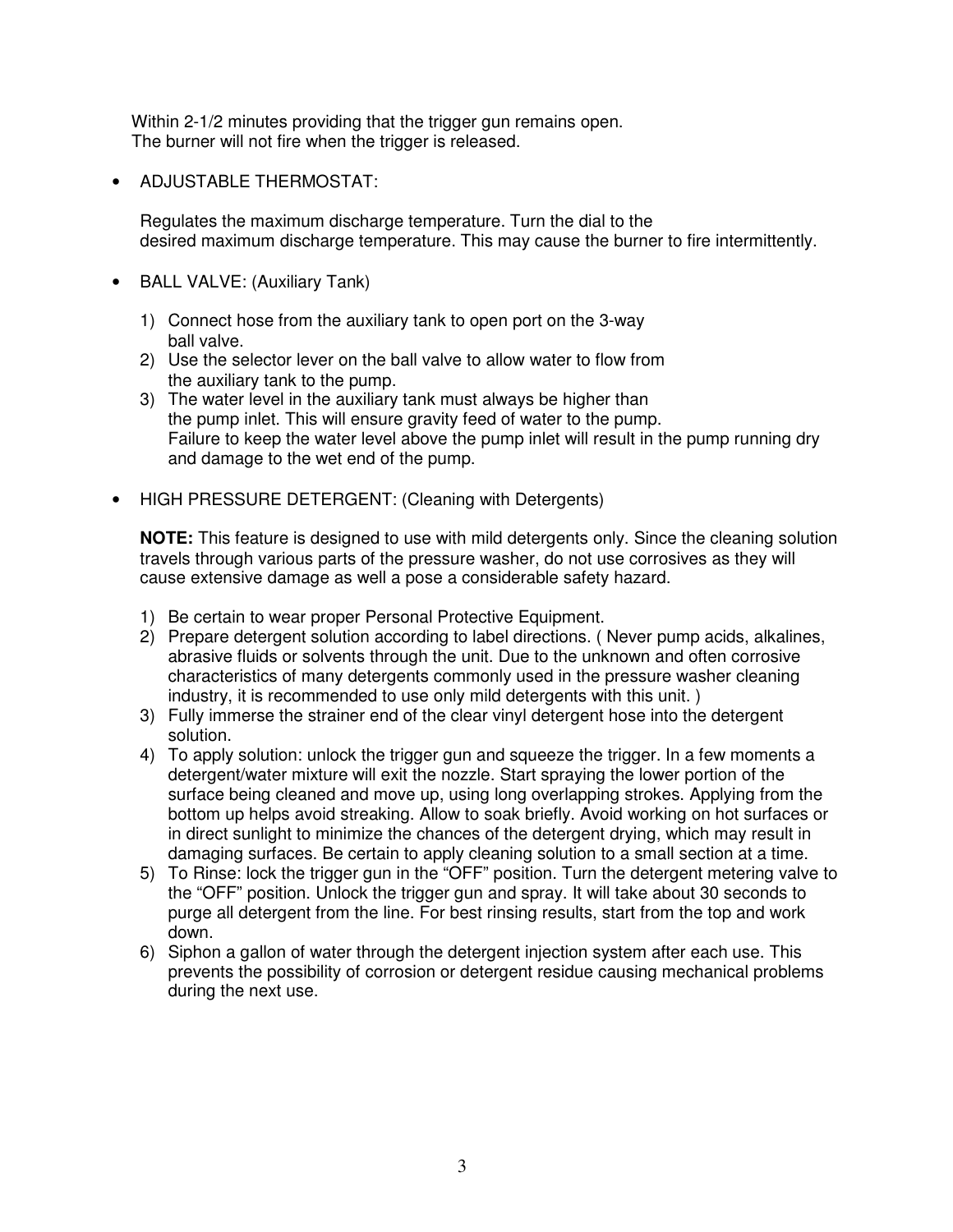Within 2-1/2 minutes providing that the trigger gun remains open.
The burner will not fire when the trigger is released.

- ADJUSTABLE THERMOSTAT:

  Regulates the maximum discharge temperature. Turn the dial to the desired maximum discharge temperature. This may cause the burner to fire intermittently.

- BALL VALVE: (Auxiliary Tank)

  1) Connect hose from the auxiliary tank to open port on the 3-way ball valve.
  2) Use the selector lever on the ball valve to allow water to flow from the auxiliary tank to the pump.
  3) The water level in the auxiliary tank must always be higher than the pump inlet. This will ensure gravity feed of water to the pump. Failure to keep the water level above the pump inlet will result in the pump running dry and damage to the wet end of the pump.

- HIGH PRESSURE DETERGENT: (Cleaning with Detergents)

  **NOTE:** This feature is designed to use with mild detergents only. Since the cleaning solution travels through various parts of the pressure washer, do not use corrosives as they will cause extensive damage as well a pose a considerable safety hazard.

  1) Be certain to wear proper Personal Protective Equipment.
  2) Prepare detergent solution according to label directions. ( Never pump acids, alkalines, abrasive fluids or solvents through the unit. Due to the unknown and often corrosive characteristics of many detergents commonly used in the pressure washer cleaning industry, it is recommended to use only mild detergents with this unit. )
  3) Fully immerse the strainer end of the clear vinyl detergent hose into the detergent solution.
  4) To apply solution: unlock the trigger gun and squeeze the trigger. In a few moments a detergent/water mixture will exit the nozzle. Start spraying the lower portion of the surface being cleaned and move up, using long overlapping strokes. Applying from the bottom up helps avoid streaking. Allow to soak briefly. Avoid working on hot surfaces or in direct sunlight to minimize the chances of the detergent drying, which may result in damaging surfaces. Be certain to apply cleaning solution to a small section at a time.
  5) To Rinse: lock the trigger gun in the “OFF” position. Turn the detergent metering valve to the “OFF” position. Unlock the trigger gun and spray. It will take about 30 seconds to purge all detergent from the line. For best rinsing results, start from the top and work down.
  6) Siphon a gallon of water through the detergent injection system after each use. This prevents the possibility of corrosion or detergent residue causing mechanical problems during the next use.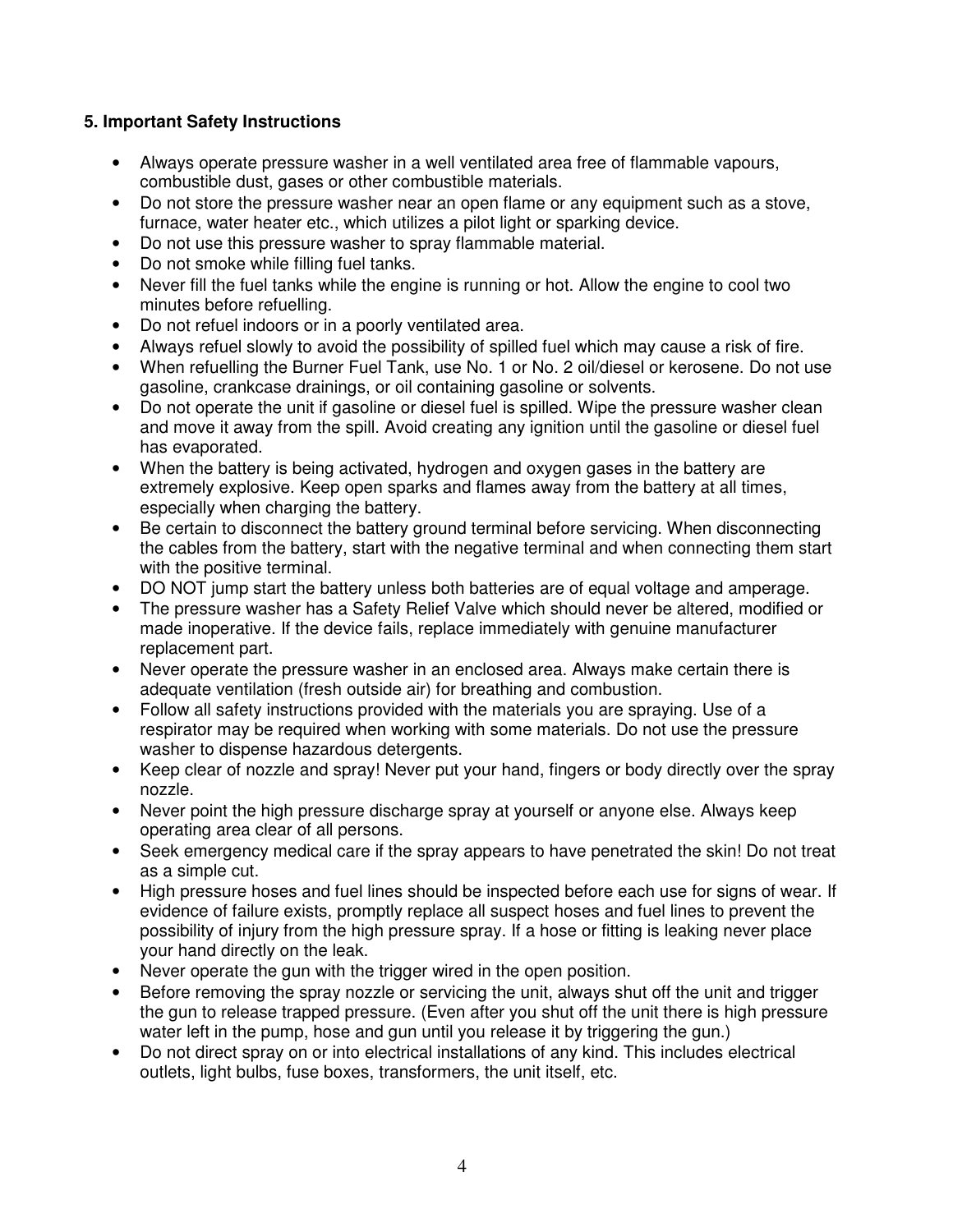**5. Important Safety Instructions**

- Always operate pressure washer in a well ventilated area free of flammable vapours, combustible dust, gases or other combustible materials.
- Do not store the pressure washer near an open flame or any equipment such as a stove, furnace, water heater etc., which utilizes a pilot light or sparking device.
- Do not use this pressure washer to spray flammable material.
- Do not smoke while filling fuel tanks.
- Never fill the fuel tanks while the engine is running or hot. Allow the engine to cool two minutes before refuelling.
- Do not refuel indoors or in a poorly ventilated area.
- Always refuel slowly to avoid the possibility of spilled fuel which may cause a risk of fire.
- When refuelling the Burner Fuel Tank, use No. 1 or No. 2 oil/diesel or kerosene. Do not use gasoline, crankcase drainings, or oil containing gasoline or solvents.
- Do not operate the unit if gasoline or diesel fuel is spilled. Wipe the pressure washer clean and move it away from the spill. Avoid creating any ignition until the gasoline or diesel fuel has evaporated.
- When the battery is being activated, hydrogen and oxygen gases in the battery are extremely explosive. Keep open sparks and flames away from the battery at all times, especially when charging the battery.
- Be certain to disconnect the battery ground terminal before servicing. When disconnecting the cables from the battery, start with the negative terminal and when connecting them start with the positive terminal.
- DO NOT jump start the battery unless both batteries are of equal voltage and amperage.
- The pressure washer has a Safety Relief Valve which should never be altered, modified or made inoperative. If the device fails, replace immediately with genuine manufacturer replacement part.
- Never operate the pressure washer in an enclosed area. Always make certain there is adequate ventilation (fresh outside air) for breathing and combustion.
- Follow all safety instructions provided with the materials you are spraying. Use of a respirator may be required when working with some materials. Do not use the pressure washer to dispense hazardous detergents.
- Keep clear of nozzle and spray! Never put your hand, fingers or body directly over the spray nozzle.
- Never point the high pressure discharge spray at yourself or anyone else. Always keep operating area clear of all persons.
- Seek emergency medical care if the spray appears to have penetrated the skin! Do not treat as a simple cut.
- High pressure hoses and fuel lines should be inspected before each use for signs of wear. If evidence of failure exists, promptly replace all suspect hoses and fuel lines to prevent the possibility of injury from the high pressure spray. If a hose or fitting is leaking never place your hand directly on the leak.
- Never operate the gun with the trigger wired in the open position.
- Before removing the spray nozzle or servicing the unit, always shut off the unit and trigger the gun to release trapped pressure. (Even after you shut off the unit there is high pressure water left in the pump, hose and gun until you release it by triggering the gun.)
- Do not direct spray on or into electrical installations of any kind. This includes electrical outlets, light bulbs, fuse boxes, transformers, the unit itself, etc.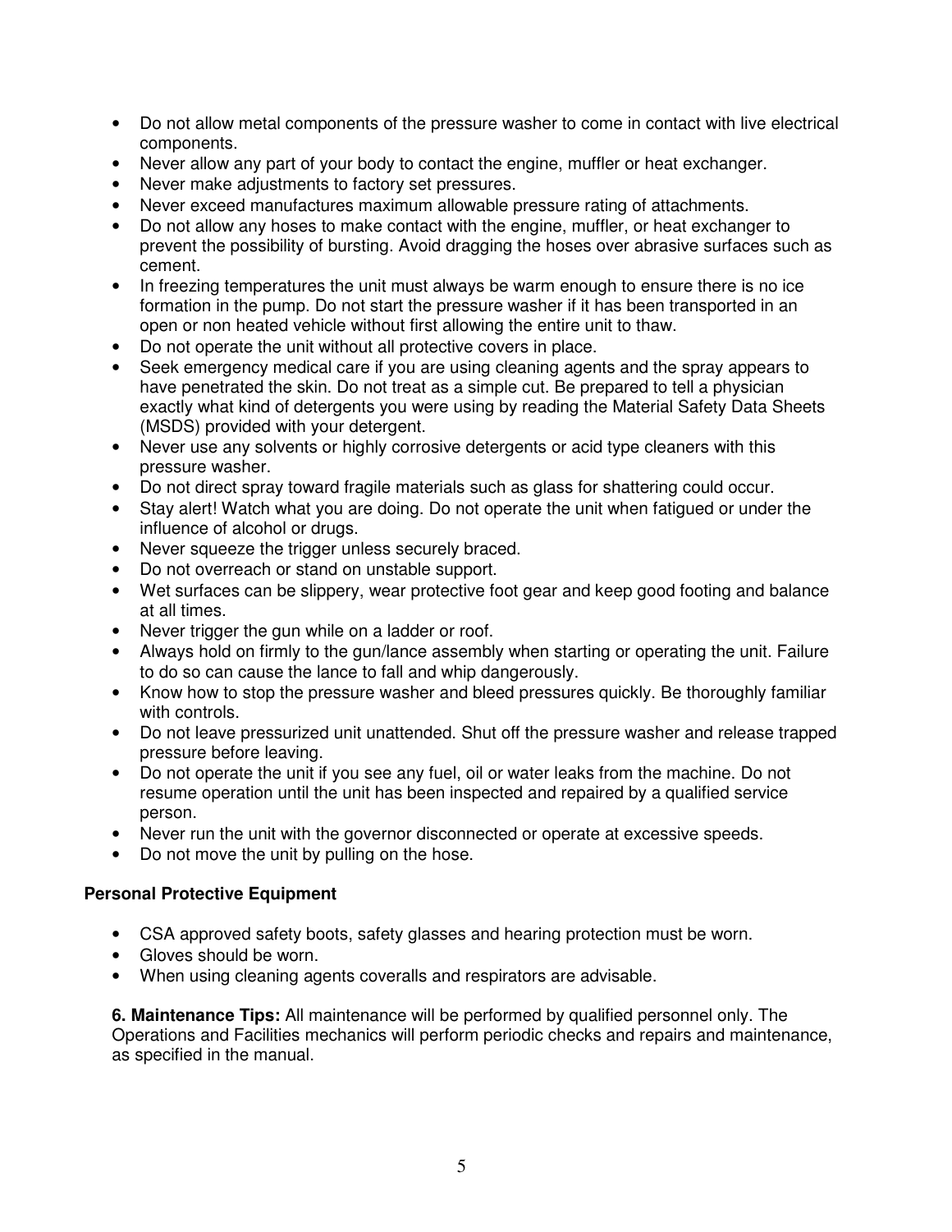- Do not allow metal components of the pressure washer to come in contact with live electrical components.
- Never allow any part of your body to contact the engine, muffler or heat exchanger.
- Never make adjustments to factory set pressures.
- Never exceed manufactures maximum allowable pressure rating of attachments.
- Do not allow any hoses to make contact with the engine, muffler, or heat exchanger to prevent the possibility of bursting. Avoid dragging the hoses over abrasive surfaces such as cement.
- In freezing temperatures the unit must always be warm enough to ensure there is no ice formation in the pump. Do not start the pressure washer if it has been transported in an open or non heated vehicle without first allowing the entire unit to thaw.
- Do not operate the unit without all protective covers in place.
- Seek emergency medical care if you are using cleaning agents and the spray appears to have penetrated the skin. Do not treat as a simple cut. Be prepared to tell a physician exactly what kind of detergents you were using by reading the Material Safety Data Sheets (MSDS) provided with your detergent.
- Never use any solvents or highly corrosive detergents or acid type cleaners with this pressure washer.
- Do not direct spray toward fragile materials such as glass for shattering could occur.
- Stay alert! Watch what you are doing. Do not operate the unit when fatigued or under the influence of alcohol or drugs.
- Never squeeze the trigger unless securely braced.
- Do not overreach or stand on unstable support.
- Wet surfaces can be slippery, wear protective foot gear and keep good footing and balance at all times.
- Never trigger the gun while on a ladder or roof.
- Always hold on firmly to the gun/lance assembly when starting or operating the unit. Failure to do so can cause the lance to fall and whip dangerously.
- Know how to stop the pressure washer and bleed pressures quickly. Be thoroughly familiar with controls.
- Do not leave pressurized unit unattended. Shut off the pressure washer and release trapped pressure before leaving.
- Do not operate the unit if you see any fuel, oil or water leaks from the machine. Do not resume operation until the unit has been inspected and repaired by a qualified service person.
- Never run the unit with the governor disconnected or operate at excessive speeds.
- Do not move the unit by pulling on the hose.

**Personal Protective Equipment**

- CSA approved safety boots, safety glasses and hearing protection must be worn.
- Gloves should be worn.
- When using cleaning agents coveralls and respirators are advisable.

**6. Maintenance Tips:** All maintenance will be performed by qualified personnel only. The Operations and Facilities mechanics will perform periodic checks and repairs and maintenance, as specified in the manual.